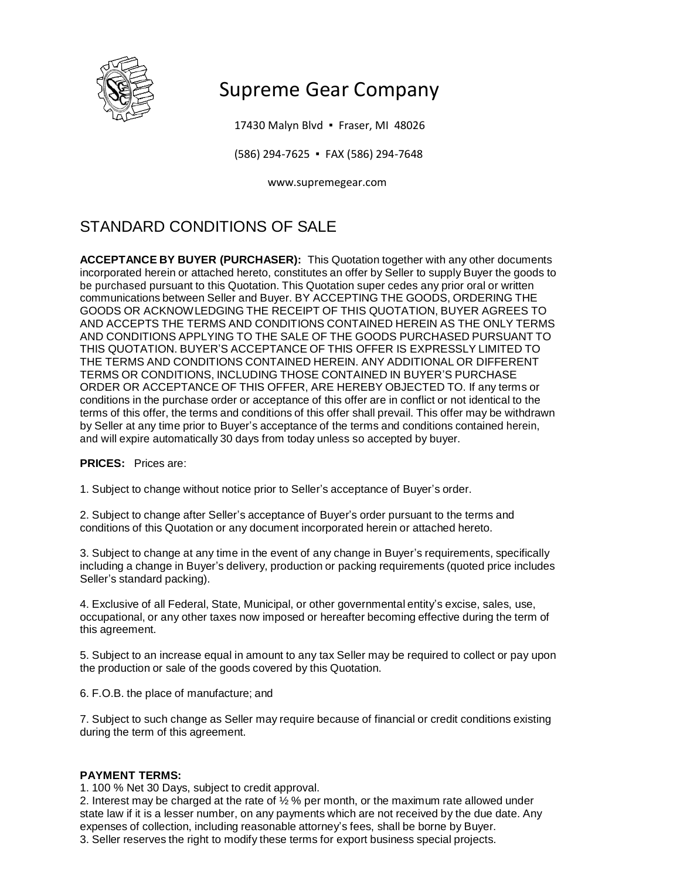# Supreme Gear Company

17430 Malyn Blvd ▪ Fraser, MI 48026

(586) 294-7625 ▪ FAX (586) 294-7648

www.supremegear.com

## STANDARD CONDITIONS OF SALE

**ACCEPTANCE BY BUYER (PURCHASER):** This Quotation together with any other documents incorporated herein or attached hereto, constitutes an offer by Seller to supply Buyer the goods to be purchased pursuant to this Quotation. This Quotation super cedes any prior oral or written communications between Seller and Buyer. BY ACCEPTING THE GOODS, ORDERING THE GOODS OR ACKNOWLEDGING THE RECEIPT OF THIS QUOTATION, BUYER AGREES TO AND ACCEPTS THE TERMS AND CONDITIONS CONTAINED HEREIN AS THE ONLY TERMS AND CONDITIONS APPLYING TO THE SALE OF THE GOODS PURCHASED PURSUANT TO THIS QUOTATION. BUYER'S ACCEPTANCE OF THIS OFFER IS EXPRESSLY LIMITED TO THE TERMS AND CONDITIONS CONTAINED HEREIN. ANY ADDITIONAL OR DIFFERENT TERMS OR CONDITIONS, INCLUDING THOSE CONTAINED IN BUYER'S PURCHASE ORDER OR ACCEPTANCE OF THIS OFFER, ARE HEREBY OBJECTED TO. If any terms or conditions in the purchase order or acceptance of this offer are in conflict or not identical to the terms of this offer, the terms and conditions of this offer shall prevail. This offer may be withdrawn by Seller at any time prior to Buyer's acceptance of the terms and conditions contained herein, and will expire automatically 30 days from today unless so accepted by buyer.

**PRICES:** Prices are:

1. Subject to change without notice prior to Seller's acceptance of Buyer's order.

2. Subject to change after Seller's acceptance of Buyer's order pursuant to the terms and conditions of this Quotation or any document incorporated herein or attached hereto.

3. Subject to change at any time in the event of any change in Buyer's requirements, specifically including a change in Buyer's delivery, production or packing requirements (quoted price includes Seller's standard packing).

4. Exclusive of all Federal, State, Municipal, or other governmental entity's excise, sales, use, occupational, or any other taxes now imposed or hereafter becoming effective during the term of this agreement.

5. Subject to an increase equal in amount to any tax Seller may be required to collect or pay upon the production or sale of the goods covered by this Quotation.

6. F.O.B. the place of manufacture; and

7. Subject to such change as Seller may require because of financial or credit conditions existing during the term of this agreement.

**PAYMENT TERMS:**

1. 100 % Net 30 Days, subject to credit approval.
2. Interest may be charged at the rate of ½ % per month, or the maximum rate allowed under state law if it is a lesser number, on any payments which are not received by the due date. Any expenses of collection, including reasonable attorney's fees, shall be borne by Buyer.
3. Seller reserves the right to modify these terms for export business special projects.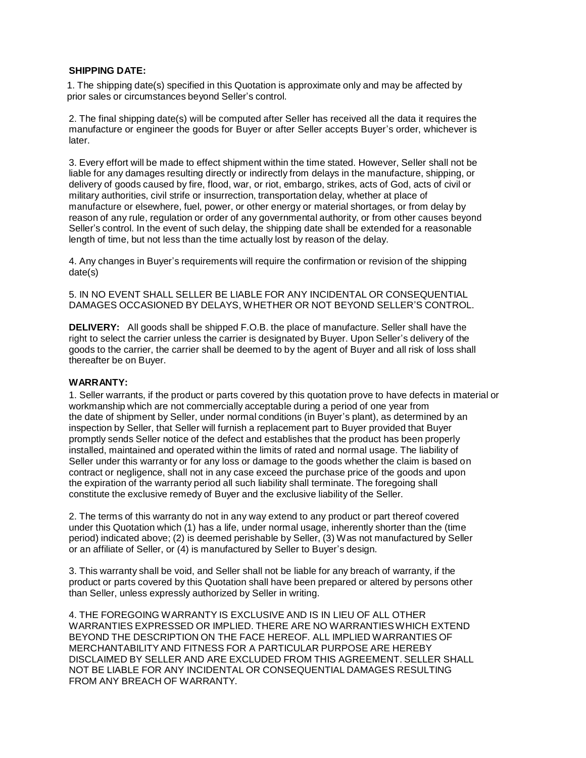**SHIPPING DATE:**

1. The shipping date(s) specified in this Quotation is approximate only and may be affected by prior sales or circumstances beyond Seller's control.

2. The final shipping date(s) will be computed after Seller has received all the data it requires the manufacture or engineer the goods for Buyer or after Seller accepts Buyer's order, whichever is later.

3. Every effort will be made to effect shipment within the time stated. However, Seller shall not be liable for any damages resulting directly or indirectly from delays in the manufacture, shipping, or delivery of goods caused by fire, flood, war, or riot, embargo, strikes, acts of God, acts of civil or military authorities, civil strife or insurrection, transportation delay, whether at place of manufacture or elsewhere, fuel, power, or other energy or material shortages, or from delay by reason of any rule, regulation or order of any governmental authority, or from other causes beyond Seller's control. In the event of such delay, the shipping date shall be extended for a reasonable length of time, but not less than the time actually lost by reason of the delay.

4. Any changes in Buyer's requirements will require the confirmation or revision of the shipping date(s)

5. IN NO EVENT SHALL SELLER BE LIABLE FOR ANY INCIDENTAL OR CONSEQUENTIAL DAMAGES OCCASIONED BY DELAYS, WHETHER OR NOT BEYOND SELLER'S CONTROL.

**DELIVERY:** All goods shall be shipped F.O.B. the place of manufacture. Seller shall have the right to select the carrier unless the carrier is designated by Buyer. Upon Seller's delivery of the goods to the carrier, the carrier shall be deemed to by the agent of Buyer and all risk of loss shall thereafter be on Buyer.

**WARRANTY:**

1. Seller warrants, if the product or parts covered by this quotation prove to have defects in material or workmanship which are not commercially acceptable during a period of one year from the date of shipment by Seller, under normal conditions (in Buyer's plant), as determined by an inspection by Seller, that Seller will furnish a replacement part to Buyer provided that Buyer promptly sends Seller notice of the defect and establishes that the product has been properly installed, maintained and operated within the limits of rated and normal usage. The liability of Seller under this warranty or for any loss or damage to the goods whether the claim is based on contract or negligence, shall not in any case exceed the purchase price of the goods and upon the expiration of the warranty period all such liability shall terminate. The foregoing shall constitute the exclusive remedy of Buyer and the exclusive liability of the Seller.

2. The terms of this warranty do not in any way extend to any product or part thereof covered under this Quotation which (1) has a life, under normal usage, inherently shorter than the (time period) indicated above; (2) is deemed perishable by Seller, (3) Was not manufactured by Seller or an affiliate of Seller, or (4) is manufactured by Seller to Buyer's design.

3. This warranty shall be void, and Seller shall not be liable for any breach of warranty, if the product or parts covered by this Quotation shall have been prepared or altered by persons other than Seller, unless expressly authorized by Seller in writing.

4. THE FOREGOING WARRANTY IS EXCLUSIVE AND IS IN LIEU OF ALL OTHER WARRANTIES EXPRESSED OR IMPLIED. THERE ARE NO WARRANTIES WHICH EXTEND BEYOND THE DESCRIPTION ON THE FACE HEREOF. ALL IMPLIED WARRANTIES OF MERCHANTABILITY AND FITNESS FOR A PARTICULAR PURPOSE ARE HEREBY DISCLAIMED BY SELLER AND ARE EXCLUDED FROM THIS AGREEMENT. SELLER SHALL NOT BE LIABLE FOR ANY INCIDENTAL OR CONSEQUENTIAL DAMAGES RESULTING FROM ANY BREACH OF WARRANTY.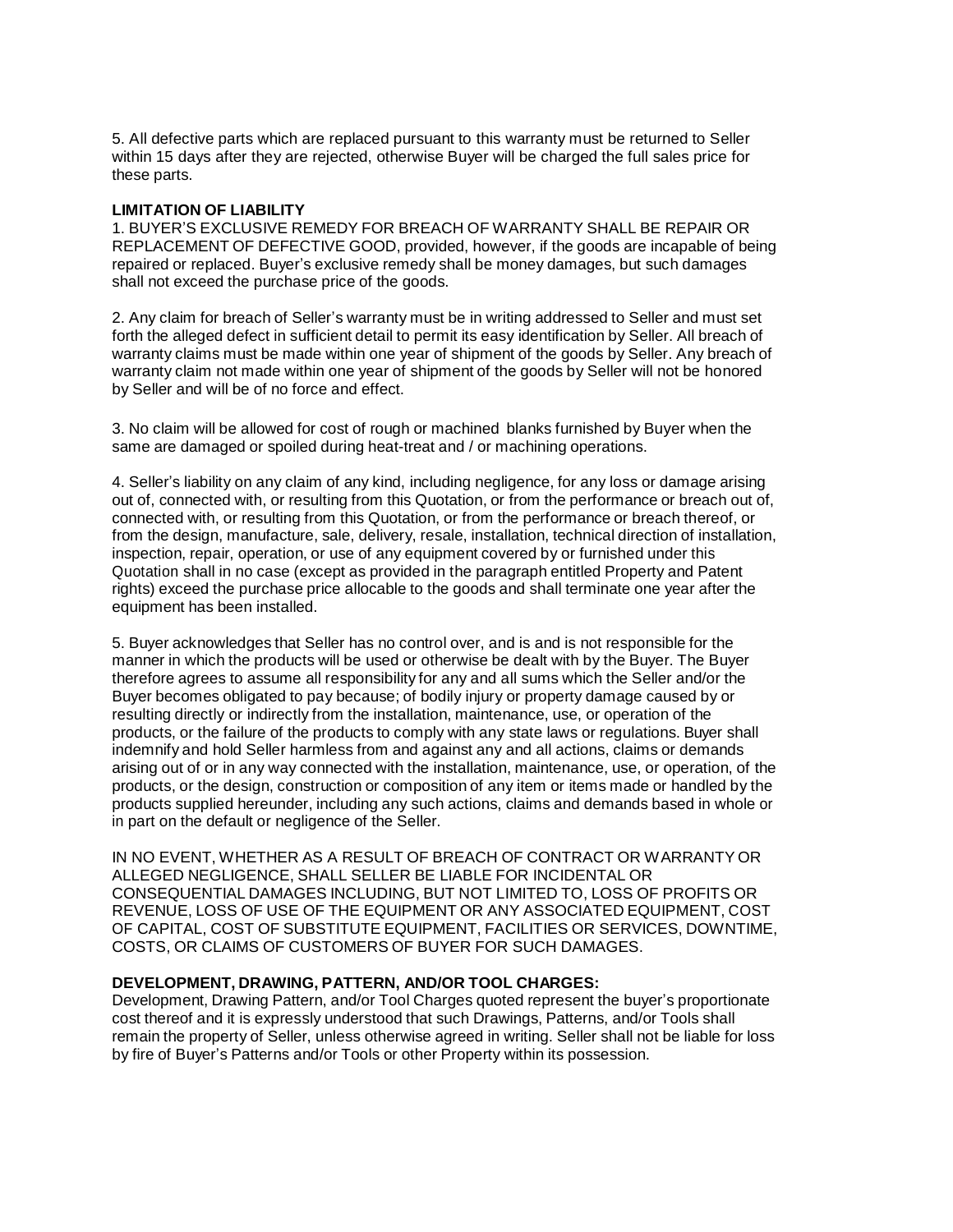5. All defective parts which are replaced pursuant to this warranty must be returned to Seller within 15 days after they are rejected, otherwise Buyer will be charged the full sales price for these parts.

**LIMITATION OF LIABILITY**

1. BUYER'S EXCLUSIVE REMEDY FOR BREACH OF WARRANTY SHALL BE REPAIR OR REPLACEMENT OF DEFECTIVE GOOD, provided, however, if the goods are incapable of being repaired or replaced. Buyer's exclusive remedy shall be money damages, but such damages shall not exceed the purchase price of the goods.

2. Any claim for breach of Seller's warranty must be in writing addressed to Seller and must set forth the alleged defect in sufficient detail to permit its easy identification by Seller. All breach of warranty claims must be made within one year of shipment of the goods by Seller. Any breach of warranty claim not made within one year of shipment of the goods by Seller will not be honored by Seller and will be of no force and effect.

3. No claim will be allowed for cost of rough or machined blanks furnished by Buyer when the same are damaged or spoiled during heat-treat and / or machining operations.

4. Seller's liability on any claim of any kind, including negligence, for any loss or damage arising out of, connected with, or resulting from this Quotation, or from the performance or breach out of, connected with, or resulting from this Quotation, or from the performance or breach thereof, or from the design, manufacture, sale, delivery, resale, installation, technical direction of installation, inspection, repair, operation, or use of any equipment covered by or furnished under this Quotation shall in no case (except as provided in the paragraph entitled Property and Patent rights) exceed the purchase price allocable to the goods and shall terminate one year after the equipment has been installed.

5. Buyer acknowledges that Seller has no control over, and is and is not responsible for the manner in which the products will be used or otherwise be dealt with by the Buyer. The Buyer therefore agrees to assume all responsibility for any and all sums which the Seller and/or the Buyer becomes obligated to pay because; of bodily injury or property damage caused by or resulting directly or indirectly from the installation, maintenance, use, or operation of the products, or the failure of the products to comply with any state laws or regulations. Buyer shall indemnify and hold Seller harmless from and against any and all actions, claims or demands arising out of or in any way connected with the installation, maintenance, use, or operation, of the products, or the design, construction or composition of any item or items made or handled by the products supplied hereunder, including any such actions, claims and demands based in whole or in part on the default or negligence of the Seller.

IN NO EVENT, WHETHER AS A RESULT OF BREACH OF CONTRACT OR WARRANTY OR ALLEGED NEGLIGENCE, SHALL SELLER BE LIABLE FOR INCIDENTAL OR CONSEQUENTIAL DAMAGES INCLUDING, BUT NOT LIMITED TO, LOSS OF PROFITS OR REVENUE, LOSS OF USE OF THE EQUIPMENT OR ANY ASSOCIATED EQUIPMENT, COST OF CAPITAL, COST OF SUBSTITUTE EQUIPMENT, FACILITIES OR SERVICES, DOWNTIME, COSTS, OR CLAIMS OF CUSTOMERS OF BUYER FOR SUCH DAMAGES.

**DEVELOPMENT, DRAWING, PATTERN, AND/OR TOOL CHARGES:**

Development, Drawing Pattern, and/or Tool Charges quoted represent the buyer's proportionate cost thereof and it is expressly understood that such Drawings, Patterns, and/or Tools shall remain the property of Seller, unless otherwise agreed in writing. Seller shall not be liable for loss by fire of Buyer's Patterns and/or Tools or other Property within its possession.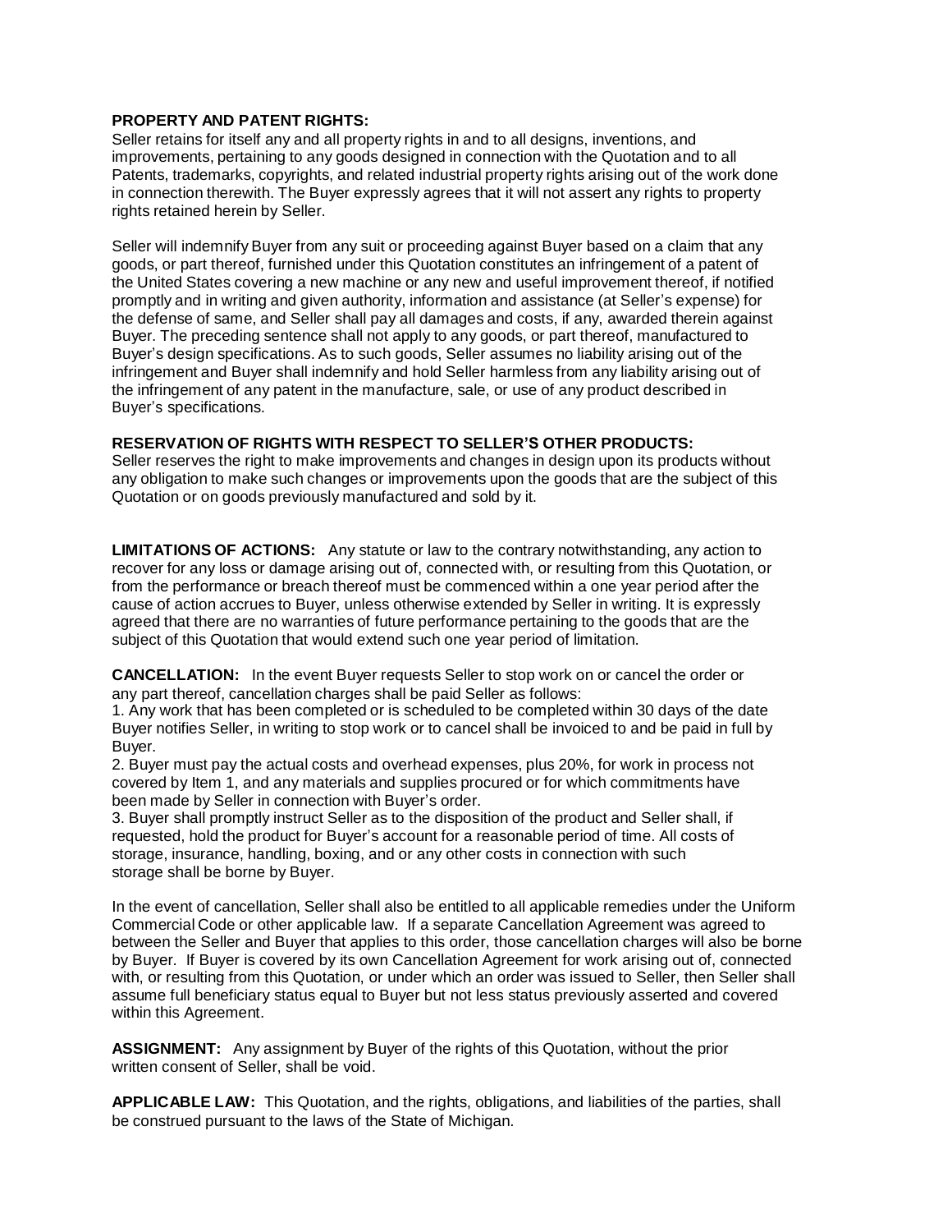**PROPERTY AND PATENT RIGHTS:**
Seller retains for itself any and all property rights in and to all designs, inventions, and improvements, pertaining to any goods designed in connection with the Quotation and to all Patents, trademarks, copyrights, and related industrial property rights arising out of the work done in connection therewith. The Buyer expressly agrees that it will not assert any rights to property rights retained herein by Seller.

Seller will indemnify Buyer from any suit or proceeding against Buyer based on a claim that any goods, or part thereof, furnished under this Quotation constitutes an infringement of a patent of the United States covering a new machine or any new and useful improvement thereof, if notified promptly and in writing and given authority, information and assistance (at Seller's expense) for the defense of same, and Seller shall pay all damages and costs, if any, awarded therein against Buyer. The preceding sentence shall not apply to any goods, or part thereof, manufactured to Buyer's design specifications. As to such goods, Seller assumes no liability arising out of the infringement and Buyer shall indemnify and hold Seller harmless from any liability arising out of the infringement of any patent in the manufacture, sale, or use of any product described in Buyer's specifications.

**RESERVATION OF RIGHTS WITH RESPECT TO SELLER'S OTHER PRODUCTS:**
Seller reserves the right to make improvements and changes in design upon its products without any obligation to make such changes or improvements upon the goods that are the subject of this Quotation or on goods previously manufactured and sold by it.

**LIMITATIONS OF ACTIONS:** Any statute or law to the contrary notwithstanding, any action to recover for any loss or damage arising out of, connected with, or resulting from this Quotation, or from the performance or breach thereof must be commenced within a one year period after the cause of action accrues to Buyer, unless otherwise extended by Seller in writing. It is expressly agreed that there are no warranties of future performance pertaining to the goods that are the subject of this Quotation that would extend such one year period of limitation.

**CANCELLATION:** In the event Buyer requests Seller to stop work on or cancel the order or any part thereof, cancellation charges shall be paid Seller as follows:
1. Any work that has been completed or is scheduled to be completed within 30 days of the date Buyer notifies Seller, in writing to stop work or to cancel shall be invoiced to and be paid in full by Buyer.
2. Buyer must pay the actual costs and overhead expenses, plus 20%, for work in process not covered by Item 1, and any materials and supplies procured or for which commitments have been made by Seller in connection with Buyer's order.
3. Buyer shall promptly instruct Seller as to the disposition of the product and Seller shall, if requested, hold the product for Buyer's account for a reasonable period of time. All costs of storage, insurance, handling, boxing, and or any other costs in connection with such storage shall be borne by Buyer.

In the event of cancellation, Seller shall also be entitled to all applicable remedies under the Uniform Commercial Code or other applicable law. If a separate Cancellation Agreement was agreed to between the Seller and Buyer that applies to this order, those cancellation charges will also be borne by Buyer. If Buyer is covered by its own Cancellation Agreement for work arising out of, connected with, or resulting from this Quotation, or under which an order was issued to Seller, then Seller shall assume full beneficiary status equal to Buyer but not less status previously asserted and covered within this Agreement.

**ASSIGNMENT:** Any assignment by Buyer of the rights of this Quotation, without the prior written consent of Seller, shall be void.

**APPLICABLE LAW:** This Quotation, and the rights, obligations, and liabilities of the parties, shall be construed pursuant to the laws of the State of Michigan.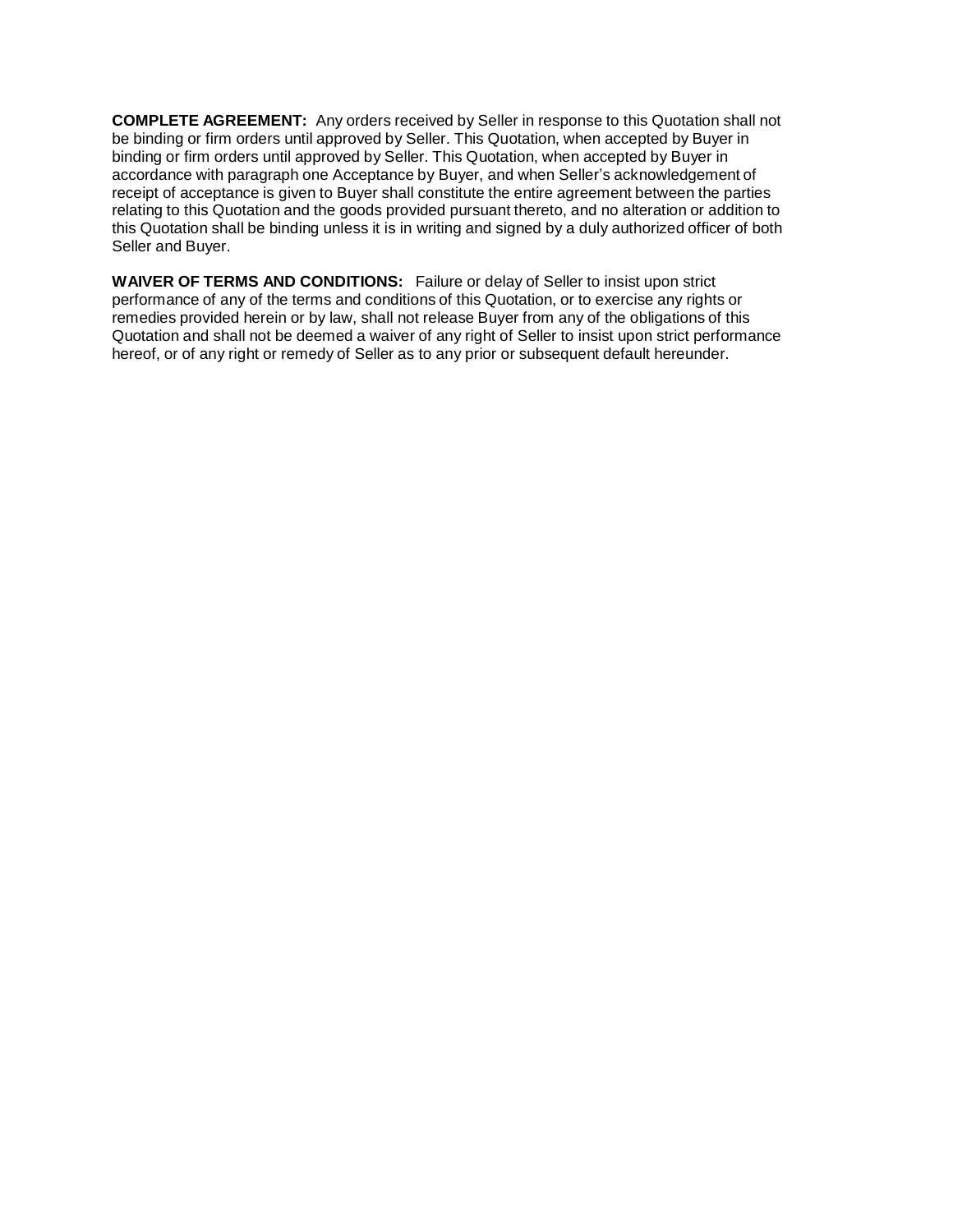**COMPLETE AGREEMENT:** Any orders received by Seller in response to this Quotation shall not be binding or firm orders until approved by Seller. This Quotation, when accepted by Buyer in binding or firm orders until approved by Seller. This Quotation, when accepted by Buyer in accordance with paragraph one Acceptance by Buyer, and when Seller's acknowledgement of receipt of acceptance is given to Buyer shall constitute the entire agreement between the parties relating to this Quotation and the goods provided pursuant thereto, and no alteration or addition to this Quotation shall be binding unless it is in writing and signed by a duly authorized officer of both Seller and Buyer.

**WAIVER OF TERMS AND CONDITIONS:** Failure or delay of Seller to insist upon strict performance of any of the terms and conditions of this Quotation, or to exercise any rights or remedies provided herein or by law, shall not release Buyer from any of the obligations of this Quotation and shall not be deemed a waiver of any right of Seller to insist upon strict performance hereof, or of any right or remedy of Seller as to any prior or subsequent default hereunder.